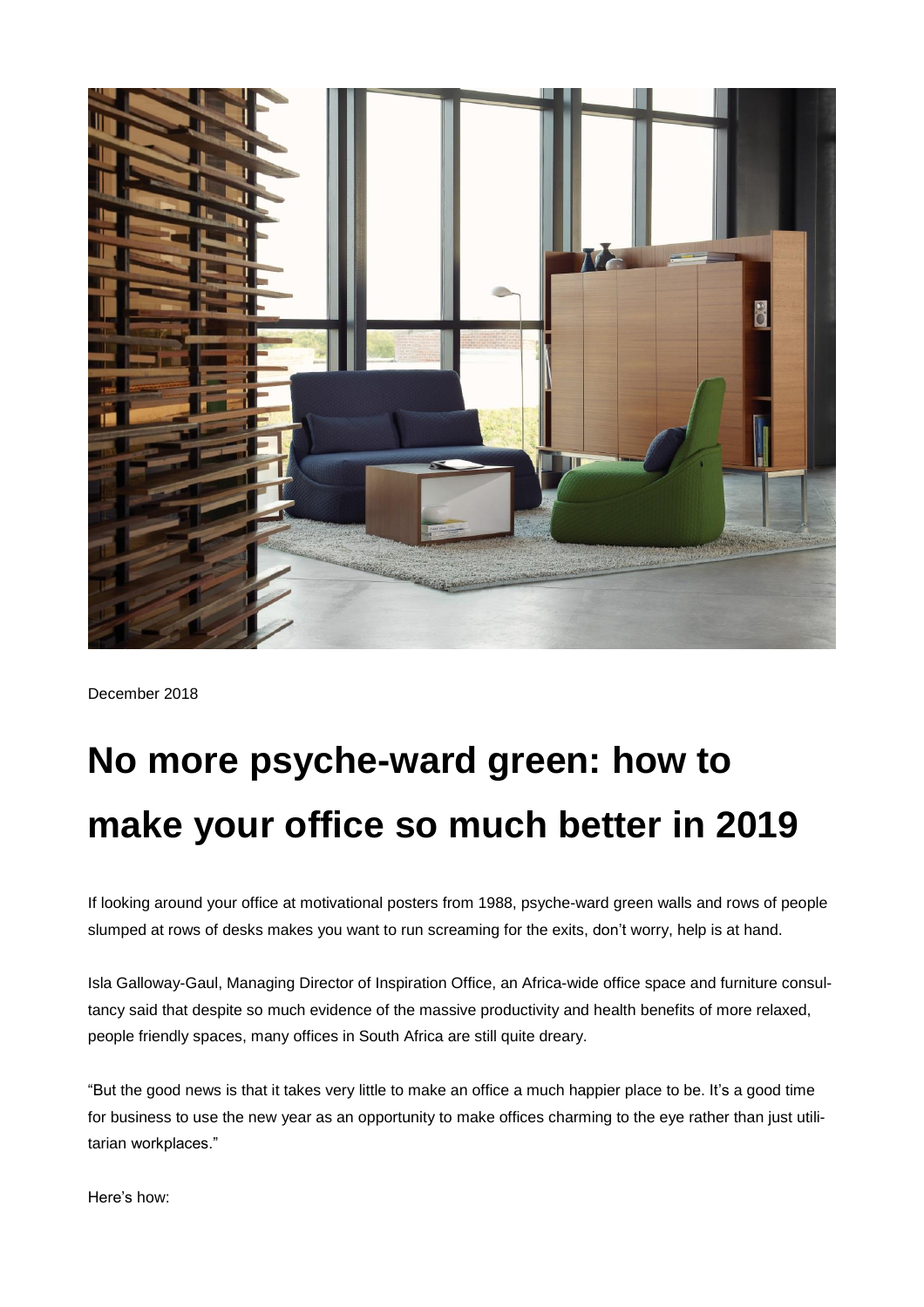December 2018

# No more psyche-ward green: how to make your office so much better in 2019

If looking around your office at motivational posters from 1988, psyche-ward green walls and rows of people slumped at rows of desks makes you want to run screaming for the exits, don't worry, help is at hand.

Isla Galloway-Gaul, Managing Director of Inspiration Office, an Africa-wide office space and furniture consultancy said that despite so much evidence of the massive productivity and health benefits of more relaxed, people friendly spaces, many offices in South Africa are still quite dreary.

"But the good news is that it takes very little to make an office a much happier place to be. It's a good time for business to use the new year as an opportunity to make offices charming to the eye rather than just utilitarian workplaces."

Here's how: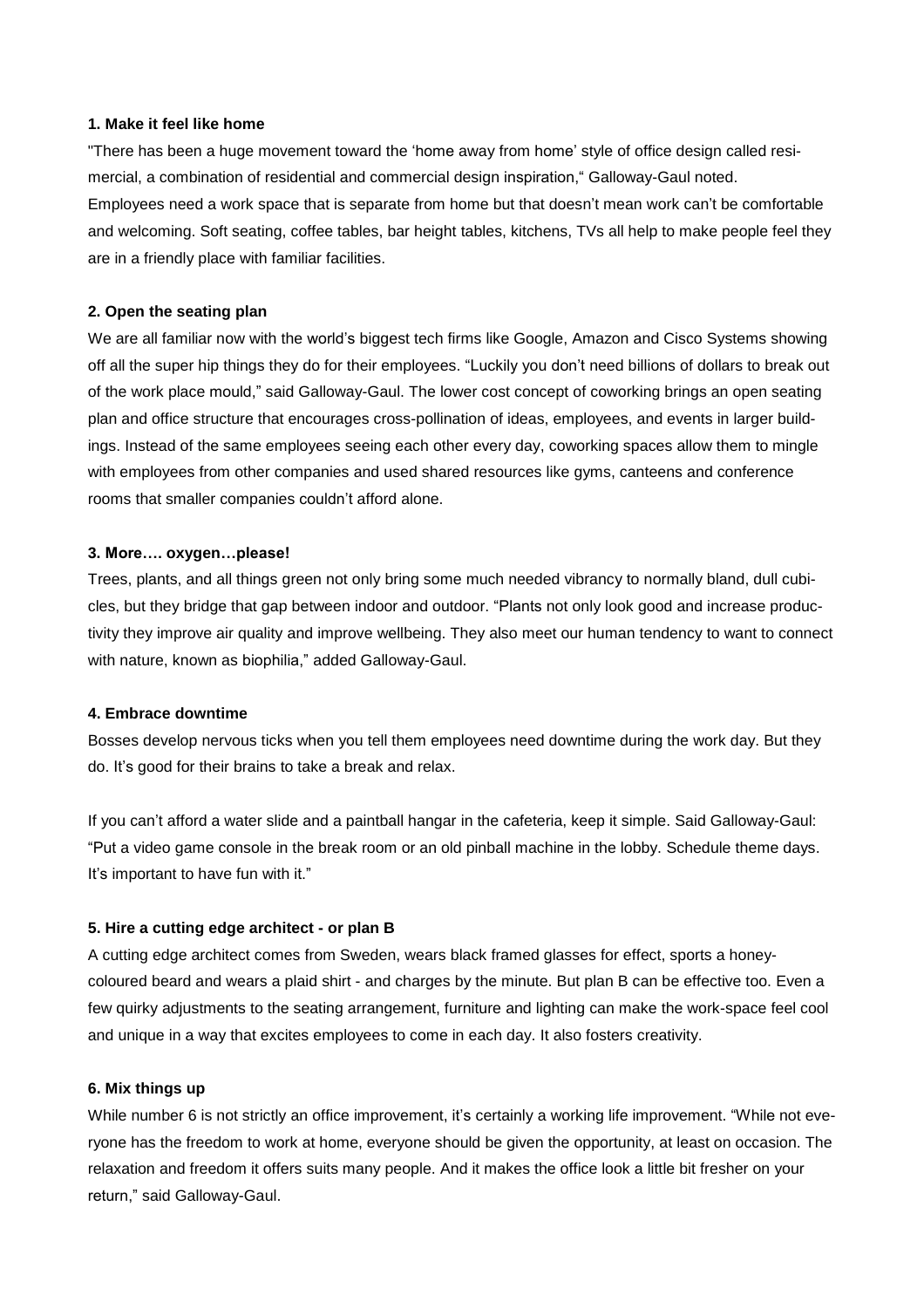**1. Make it feel like home**

"There has been a huge movement toward the 'home away from home' style of office design called resimercial, a combination of residential and commercial design inspiration," Galloway-Gaul noted. Employees need a work space that is separate from home but that doesn't mean work can't be comfortable and welcoming. Soft seating, coffee tables, bar height tables, kitchens, TVs all help to make people feel they are in a friendly place with familiar facilities.

**2. Open the seating plan**

We are all familiar now with the world's biggest tech firms like Google, Amazon and Cisco Systems showing off all the super hip things they do for their employees. "Luckily you don't need billions of dollars to break out of the work place mould," said Galloway-Gaul. The lower cost concept of coworking brings an open seating plan and office structure that encourages cross-pollination of ideas, employees, and events in larger buildings. Instead of the same employees seeing each other every day, coworking spaces allow them to mingle with employees from other companies and used shared resources like gyms, canteens and conference rooms that smaller companies couldn't afford alone.

**3. More…. oxygen…please!**

Trees, plants, and all things green not only bring some much needed vibrancy to normally bland, dull cubicles, but they bridge that gap between indoor and outdoor. "Plants not only look good and increase productivity they improve air quality and improve wellbeing. They also meet our human tendency to want to connect with nature, known as biophilia," added Galloway-Gaul.

**4. Embrace downtime**

Bosses develop nervous ticks when you tell them employees need downtime during the work day. But they do. It's good for their brains to take a break and relax.

If you can't afford a water slide and a paintball hangar in the cafeteria, keep it simple. Said Galloway-Gaul: "Put a video game console in the break room or an old pinball machine in the lobby. Schedule theme days. It's important to have fun with it."

**5. Hire a cutting edge architect - or plan B**

A cutting edge architect comes from Sweden, wears black framed glasses for effect, sports a honey-coloured beard and wears a plaid shirt - and charges by the minute. But plan B can be effective too. Even a few quirky adjustments to the seating arrangement, furniture and lighting can make the work-space feel cool and unique in a way that excites employees to come in each day. It also fosters creativity.

**6. Mix things up**

While number 6 is not strictly an office improvement, it's certainly a working life improvement. "While not everyone has the freedom to work at home, everyone should be given the opportunity, at least on occasion. The relaxation and freedom it offers suits many people. And it makes the office look a little bit fresher on your return," said Galloway-Gaul.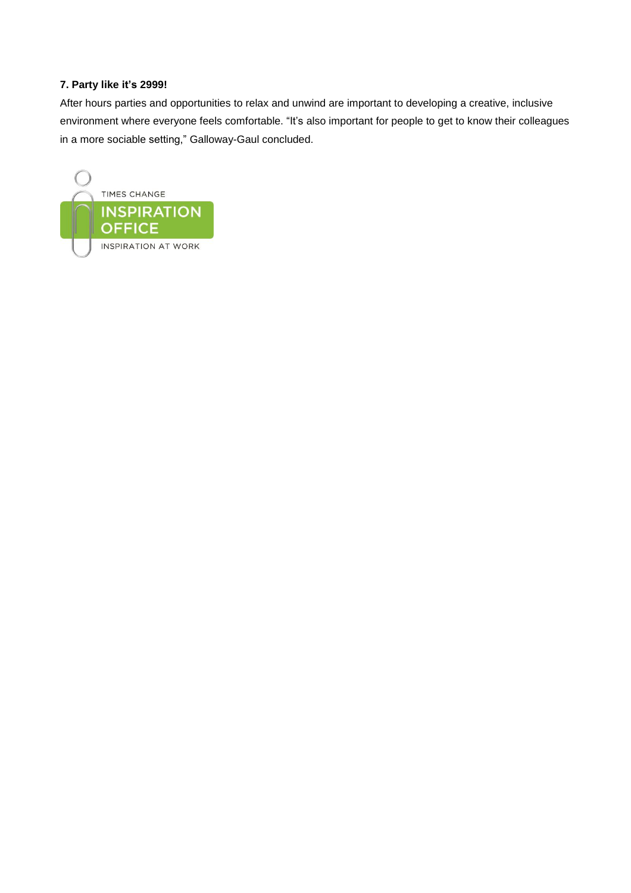**7. Party like it's 2999!**

After hours parties and opportunities to relax and unwind are important to developing a creative, inclusive environment where everyone feels comfortable. "It's also important for people to get to know their colleagues in a more sociable setting," Galloway-Gaul concluded.

TIMES CHANGE
INSPIRATION OFFICE
INSPIRATION AT WORK